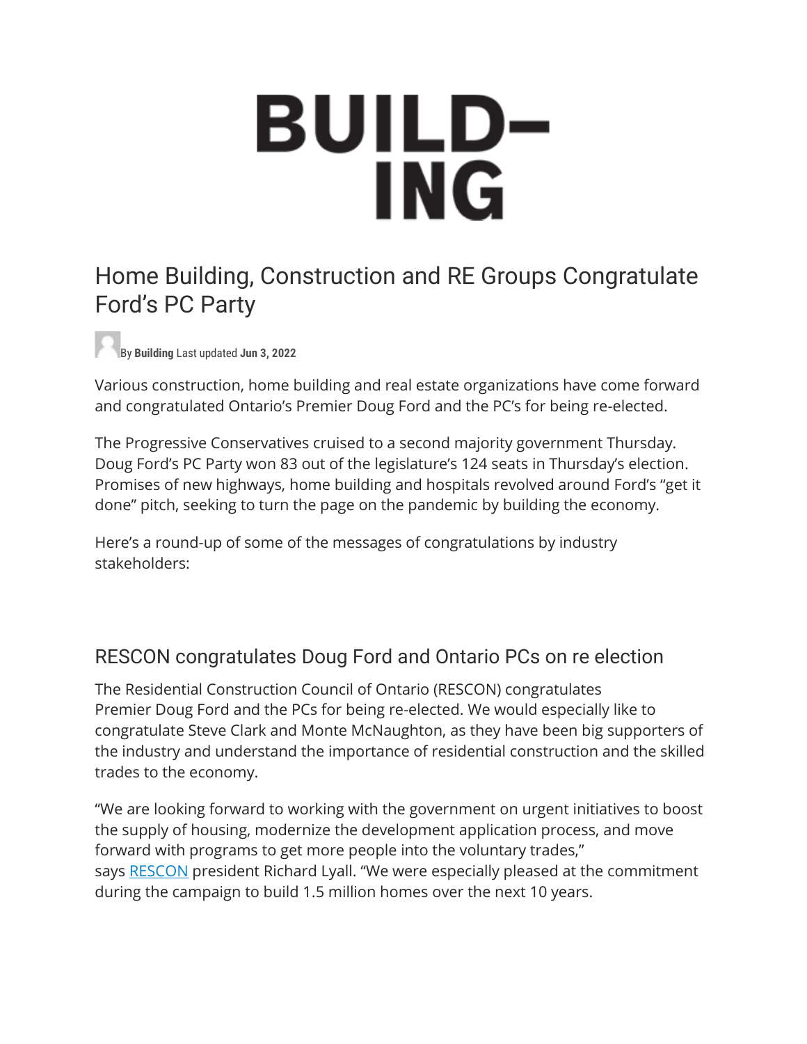# BUILD–ING

# Home Building, Construction and RE Groups Congratulate Ford's PC Party

By **Building** Last updated **Jun 3, 2022**

Various construction, home building and real estate organizations have come forward and congratulated Ontario's Premier Doug Ford and the PC's for being re-elected.

The Progressive Conservatives cruised to a second majority government Thursday. Doug Ford's PC Party won 83 out of the legislature's 124 seats in Thursday's election. Promises of new highways, home building and hospitals revolved around Ford's "get it done" pitch, seeking to turn the page on the pandemic by building the economy.

Here's a round-up of some of the messages of congratulations by industry stakeholders:

## RESCON congratulates Doug Ford and Ontario PCs on re election

The Residential Construction Council of Ontario (RESCON) congratulates Premier Doug Ford and the PCs for being re-elected. We would especially like to congratulate Steve Clark and Monte McNaughton, as they have been big supporters of the industry and understand the importance of residential construction and the skilled trades to the economy.

"We are looking forward to working with the government on urgent initiatives to boost the supply of housing, modernize the development application process, and move forward with programs to get more people into the voluntary trades," says RESCON president Richard Lyall. "We were especially pleased at the commitment during the campaign to build 1.5 million homes over the next 10 years.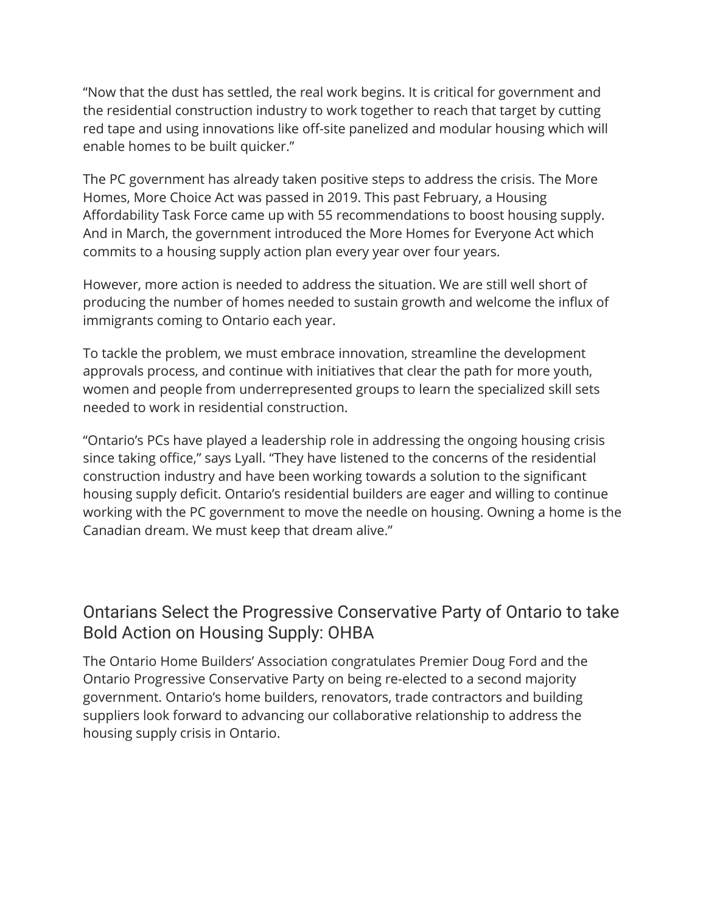"Now that the dust has settled, the real work begins. It is critical for government and the residential construction industry to work together to reach that target by cutting red tape and using innovations like off-site panelized and modular housing which will enable homes to be built quicker."

The PC government has already taken positive steps to address the crisis. The More Homes, More Choice Act was passed in 2019. This past February, a Housing Affordability Task Force came up with 55 recommendations to boost housing supply. And in March, the government introduced the More Homes for Everyone Act which commits to a housing supply action plan every year over four years.

However, more action is needed to address the situation. We are still well short of producing the number of homes needed to sustain growth and welcome the influx of immigrants coming to Ontario each year.

To tackle the problem, we must embrace innovation, streamline the development approvals process, and continue with initiatives that clear the path for more youth, women and people from underrepresented groups to learn the specialized skill sets needed to work in residential construction.

"Ontario's PCs have played a leadership role in addressing the ongoing housing crisis since taking office," says Lyall. "They have listened to the concerns of the residential construction industry and have been working towards a solution to the significant housing supply deficit. Ontario's residential builders are eager and willing to continue working with the PC government to move the needle on housing. Owning a home is the Canadian dream. We must keep that dream alive."

## Ontarians Select the Progressive Conservative Party of Ontario to take Bold Action on Housing Supply: OHBA

The Ontario Home Builders' Association congratulates Premier Doug Ford and the Ontario Progressive Conservative Party on being re-elected to a second majority government. Ontario's home builders, renovators, trade contractors and building suppliers look forward to advancing our collaborative relationship to address the housing supply crisis in Ontario.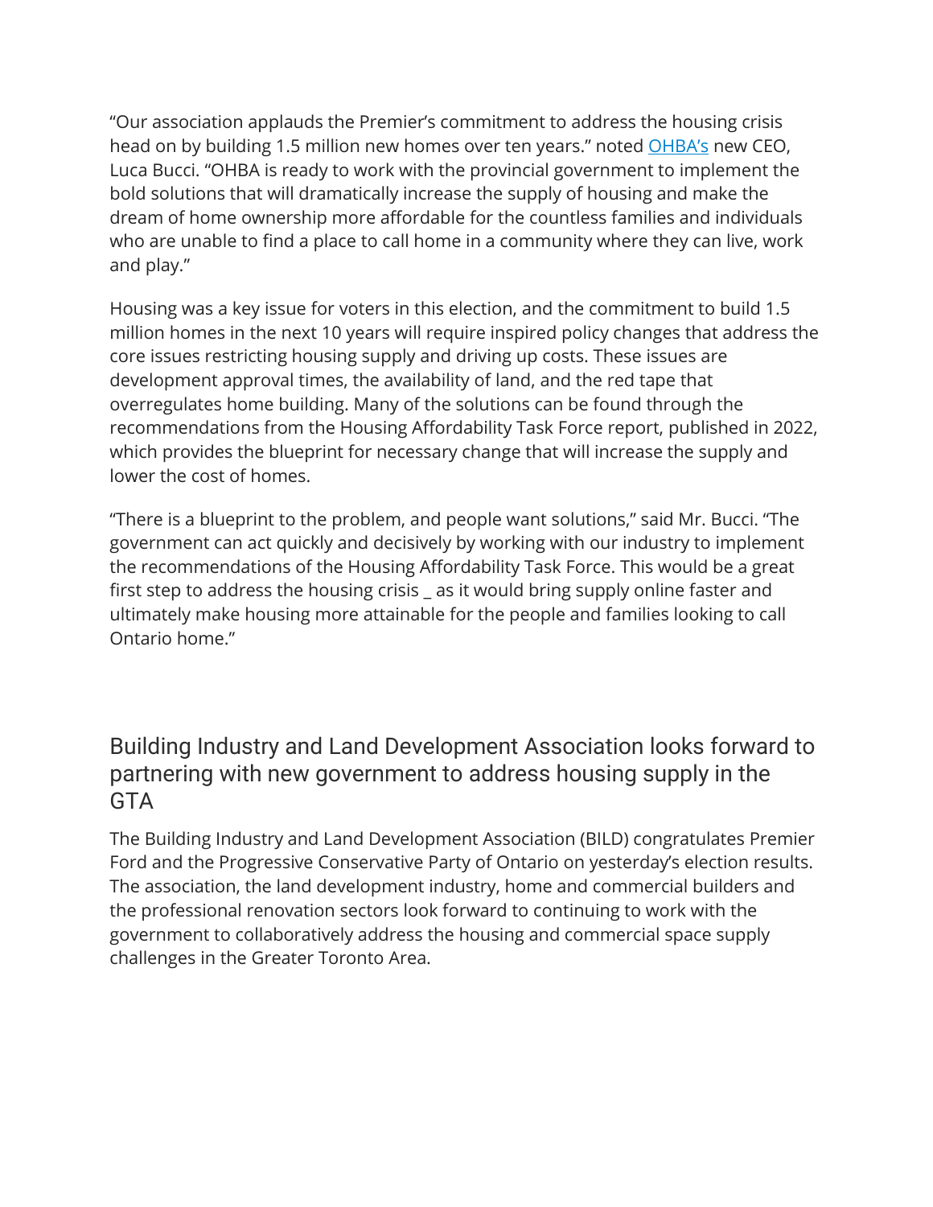"Our association applauds the Premier's commitment to address the housing crisis head on by building 1.5 million new homes over ten years." noted [OHBA's](#) new CEO, Luca Bucci. "OHBA is ready to work with the provincial government to implement the bold solutions that will dramatically increase the supply of housing and make the dream of home ownership more affordable for the countless families and individuals who are unable to find a place to call home in a community where they can live, work and play."

Housing was a key issue for voters in this election, and the commitment to build 1.5 million homes in the next 10 years will require inspired policy changes that address the core issues restricting housing supply and driving up costs. These issues are development approval times, the availability of land, and the red tape that overregulates home building. Many of the solutions can be found through the recommendations from the Housing Affordability Task Force report, published in 2022, which provides the blueprint for necessary change that will increase the supply and lower the cost of homes.

"There is a blueprint to the problem, and people want solutions," said Mr. Bucci. "The government can act quickly and decisively by working with our industry to implement the recommendations of the Housing Affordability Task Force. This would be a great first step to address the housing crisis _ as it would bring supply online faster and ultimately make housing more attainable for the people and families looking to call Ontario home."

## Building Industry and Land Development Association looks forward to partnering with new government to address housing supply in the GTA

The Building Industry and Land Development Association (BILD) congratulates Premier Ford and the Progressive Conservative Party of Ontario on yesterday's election results. The association, the land development industry, home and commercial builders and the professional renovation sectors look forward to continuing to work with the government to collaboratively address the housing and commercial space supply challenges in the Greater Toronto Area.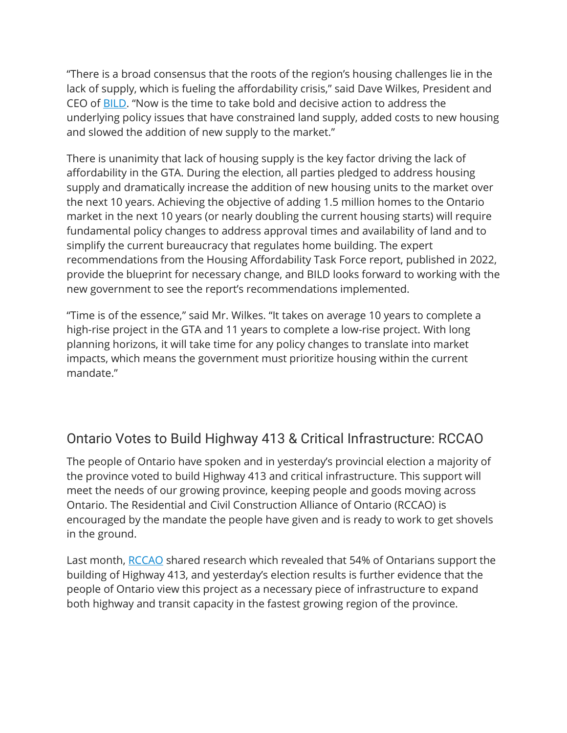"There is a broad consensus that the roots of the region's housing challenges lie in the lack of supply, which is fueling the affordability crisis," said Dave Wilkes, President and CEO of BILD. "Now is the time to take bold and decisive action to address the underlying policy issues that have constrained land supply, added costs to new housing and slowed the addition of new supply to the market."

There is unanimity that lack of housing supply is the key factor driving the lack of affordability in the GTA. During the election, all parties pledged to address housing supply and dramatically increase the addition of new housing units to the market over the next 10 years. Achieving the objective of adding 1.5 million homes to the Ontario market in the next 10 years (or nearly doubling the current housing starts) will require fundamental policy changes to address approval times and availability of land and to simplify the current bureaucracy that regulates home building. The expert recommendations from the Housing Affordability Task Force report, published in 2022, provide the blueprint for necessary change, and BILD looks forward to working with the new government to see the report's recommendations implemented.

"Time is of the essence," said Mr. Wilkes. "It takes on average 10 years to complete a high-rise project in the GTA and 11 years to complete a low-rise project. With long planning horizons, it will take time for any policy changes to translate into market impacts, which means the government must prioritize housing within the current mandate."

## Ontario Votes to Build Highway 413 & Critical Infrastructure: RCCAO

The people of Ontario have spoken and in yesterday's provincial election a majority of the province voted to build Highway 413 and critical infrastructure. This support will meet the needs of our growing province, keeping people and goods moving across Ontario. The Residential and Civil Construction Alliance of Ontario (RCCAO) is encouraged by the mandate the people have given and is ready to work to get shovels in the ground.

Last month, RCCAO shared research which revealed that 54% of Ontarians support the building of Highway 413, and yesterday's election results is further evidence that the people of Ontario view this project as a necessary piece of infrastructure to expand both highway and transit capacity in the fastest growing region of the province.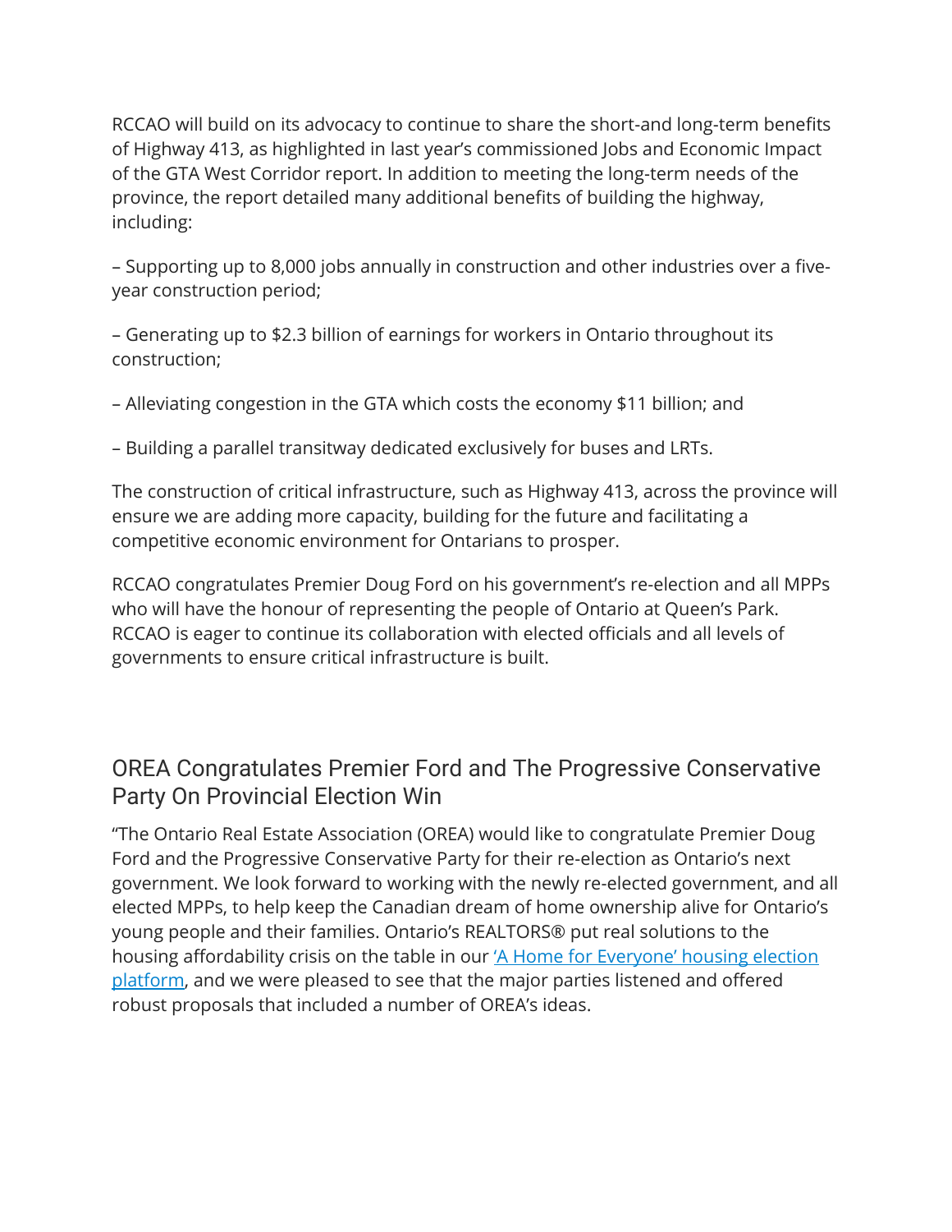RCCAO will build on its advocacy to continue to share the short-and long-term benefits of Highway 413, as highlighted in last year's commissioned Jobs and Economic Impact of the GTA West Corridor report. In addition to meeting the long-term needs of the province, the report detailed many additional benefits of building the highway, including:

– Supporting up to 8,000 jobs annually in construction and other industries over a five-year construction period;

– Generating up to $2.3 billion of earnings for workers in Ontario throughout its construction;

– Alleviating congestion in the GTA which costs the economy $11 billion; and

– Building a parallel transitway dedicated exclusively for buses and LRTs.

The construction of critical infrastructure, such as Highway 413, across the province will ensure we are adding more capacity, building for the future and facilitating a competitive economic environment for Ontarians to prosper.

RCCAO congratulates Premier Doug Ford on his government's re-election and all MPPs who will have the honour of representing the people of Ontario at Queen's Park. RCCAO is eager to continue its collaboration with elected officials and all levels of governments to ensure critical infrastructure is built.

## OREA Congratulates Premier Ford and The Progressive Conservative Party On Provincial Election Win

"The Ontario Real Estate Association (OREA) would like to congratulate Premier Doug Ford and the Progressive Conservative Party for their re-election as Ontario's next government. We look forward to working with the newly re-elected government, and all elected MPPs, to help keep the Canadian dream of home ownership alive for Ontario's young people and their families. Ontario's REALTORS® put real solutions to the housing affordability crisis on the table in our 'A Home for Everyone' housing election platform, and we were pleased to see that the major parties listened and offered robust proposals that included a number of OREA's ideas.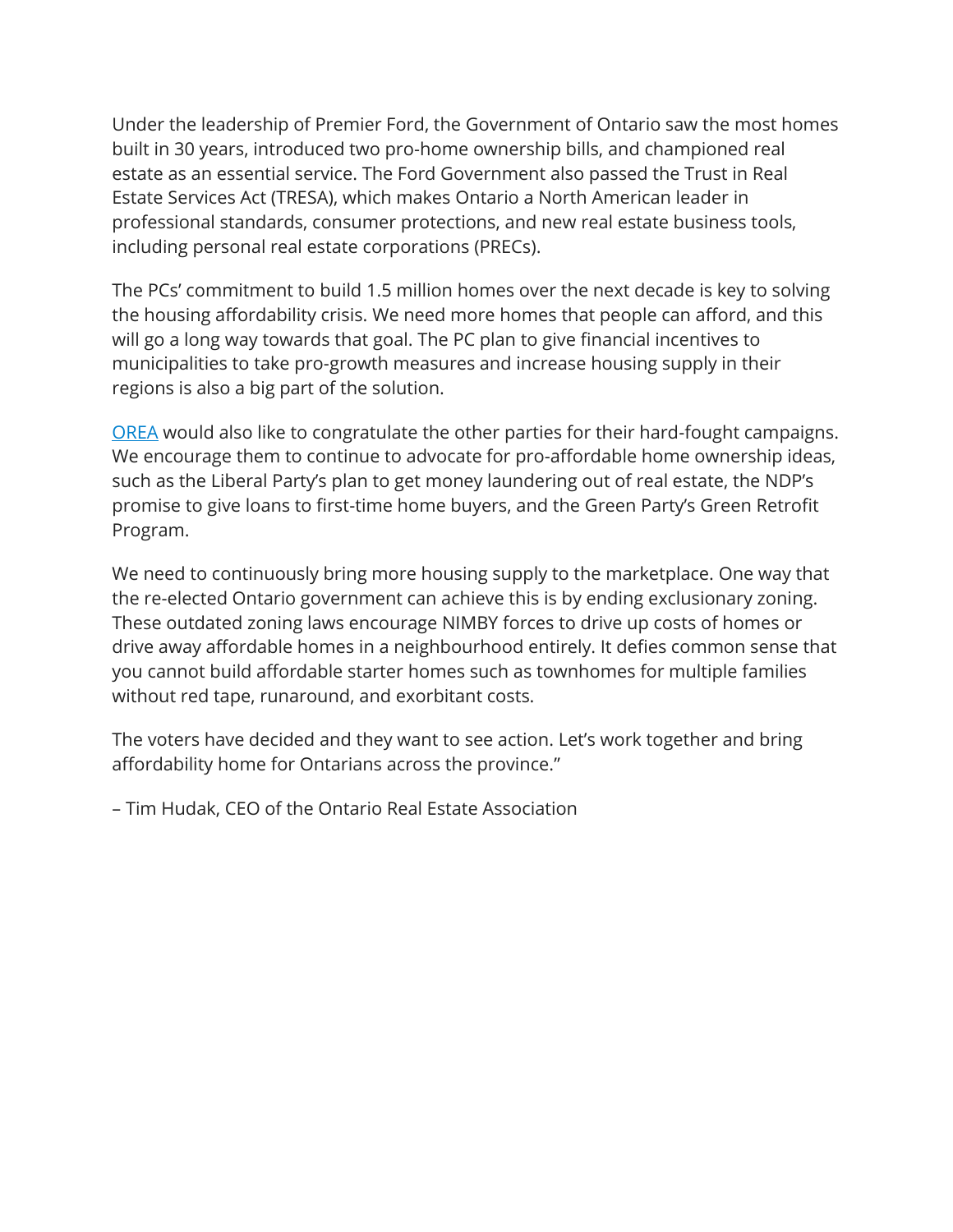Under the leadership of Premier Ford, the Government of Ontario saw the most homes built in 30 years, introduced two pro-home ownership bills, and championed real estate as an essential service. The Ford Government also passed the Trust in Real Estate Services Act (TRESA), which makes Ontario a North American leader in professional standards, consumer protections, and new real estate business tools, including personal real estate corporations (PRECs).

The PCs' commitment to build 1.5 million homes over the next decade is key to solving the housing affordability crisis. We need more homes that people can afford, and this will go a long way towards that goal. The PC plan to give financial incentives to municipalities to take pro-growth measures and increase housing supply in their regions is also a big part of the solution.

OREA would also like to congratulate the other parties for their hard-fought campaigns. We encourage them to continue to advocate for pro-affordable home ownership ideas, such as the Liberal Party's plan to get money laundering out of real estate, the NDP's promise to give loans to first-time home buyers, and the Green Party's Green Retrofit Program.

We need to continuously bring more housing supply to the marketplace. One way that the re-elected Ontario government can achieve this is by ending exclusionary zoning. These outdated zoning laws encourage NIMBY forces to drive up costs of homes or drive away affordable homes in a neighbourhood entirely. It defies common sense that you cannot build affordable starter homes such as townhomes for multiple families without red tape, runaround, and exorbitant costs.

The voters have decided and they want to see action. Let's work together and bring affordability home for Ontarians across the province."

– Tim Hudak, CEO of the Ontario Real Estate Association